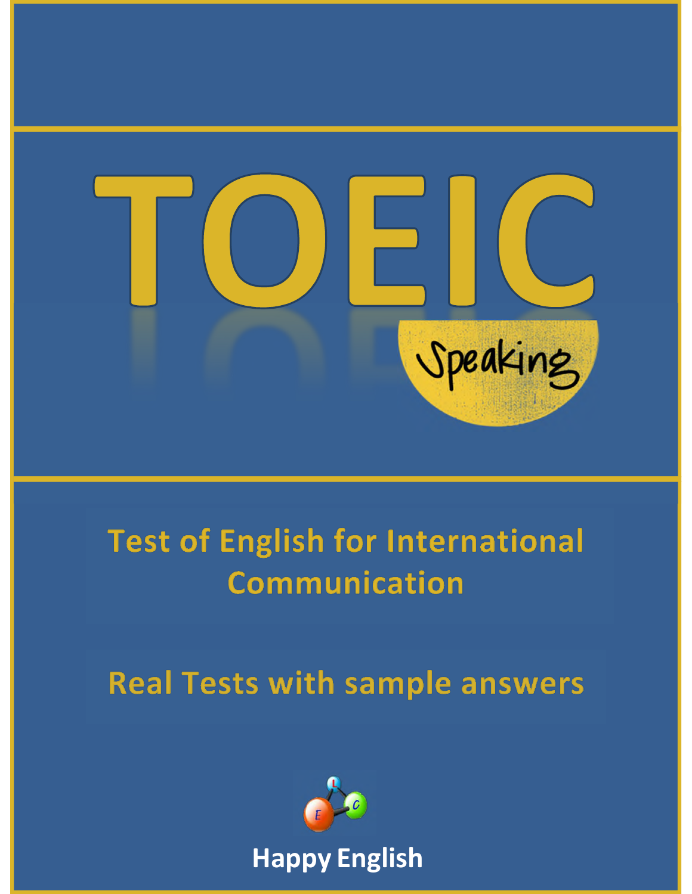# TOEIC

## Speaking

Test of English for International Communication

Real Tests with sample answers

Happy English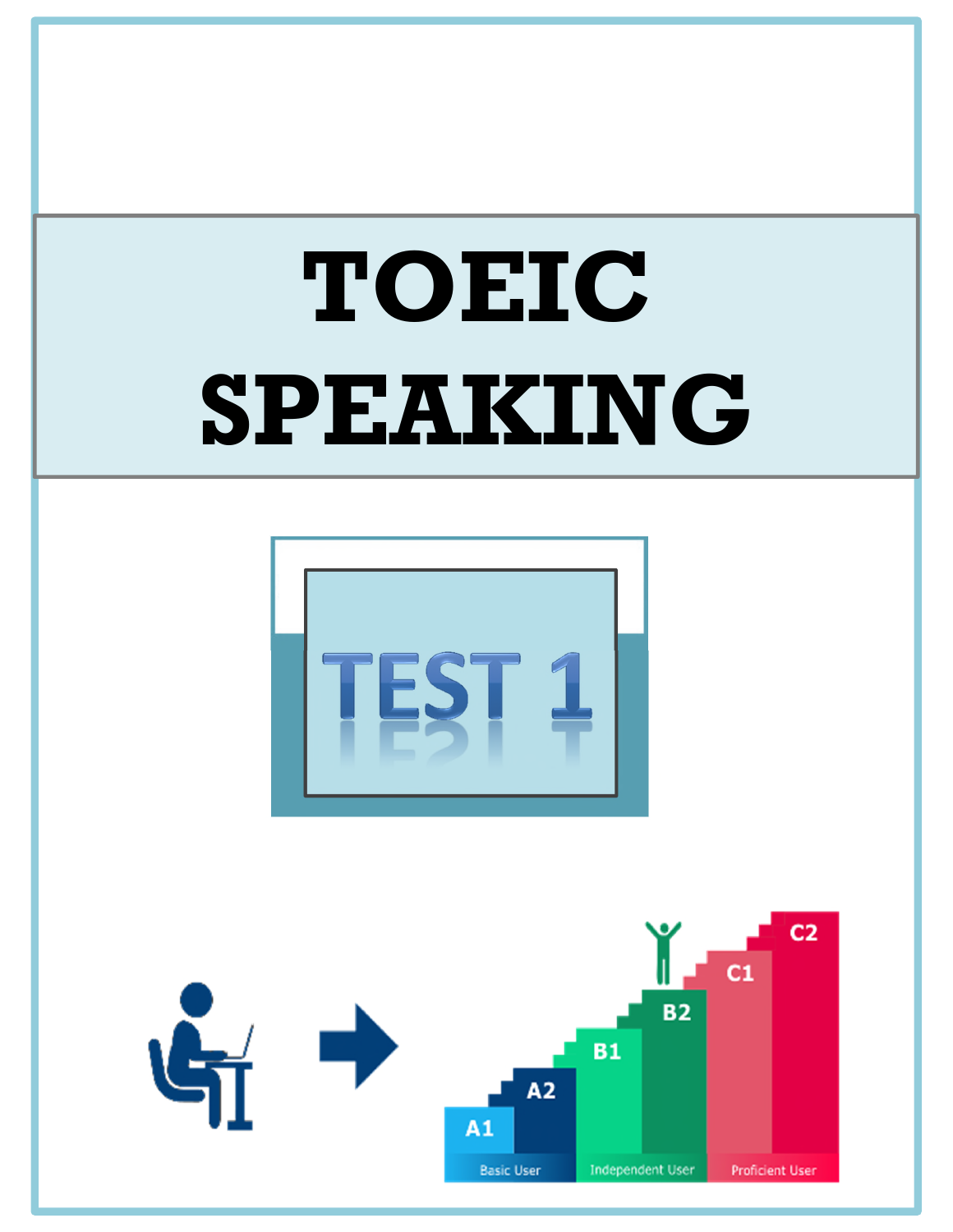# TOEIC SPEAKING

## TEST 1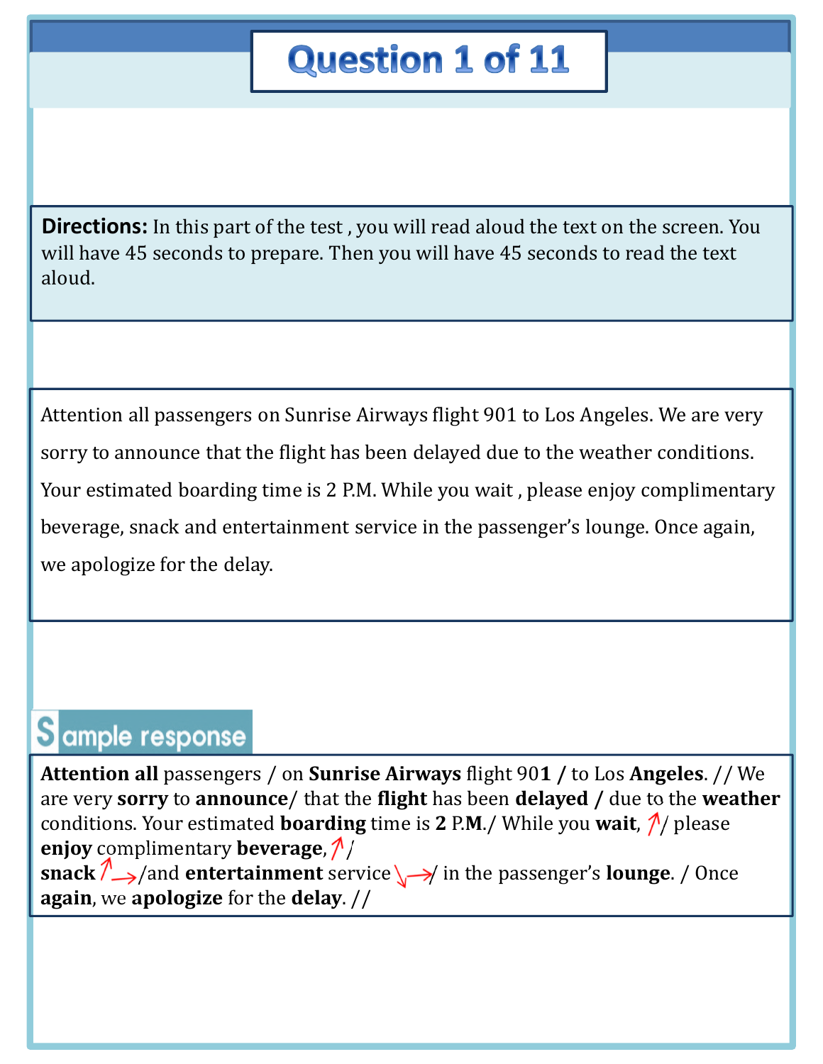# Question 1 of 11

**Directions:** In this part of the test , you will read aloud the text on the screen. You will have 45 seconds to prepare. Then you will have 45 seconds to read the text aloud.

Attention all passengers on Sunrise Airways flight 901 to Los Angeles. We are very sorry to announce that the flight has been delayed due to the weather conditions. Your estimated boarding time is 2 P.M. While you wait , please enjoy complimentary beverage, snack and entertainment service in the passenger's lounge. Once again, we apologize for the delay.

## Sample response

**Attention all** passengers / on **Sunrise Airways** flight 90**1 /** to Los **Angeles**. // We are very **sorry** to **announce**/ that the **flight** has been **delayed /** due to the **weather** conditions. Your estimated **boarding** time is **2** P.**M**./ While you **wait**, ↗/ please **enjoy** complimentary **beverage**, ↗/ **snack** ↗→ /and **entertainment** service ↘→/ in the passenger's **lounge**. / Once **again**, we **apologize** for the **delay**. //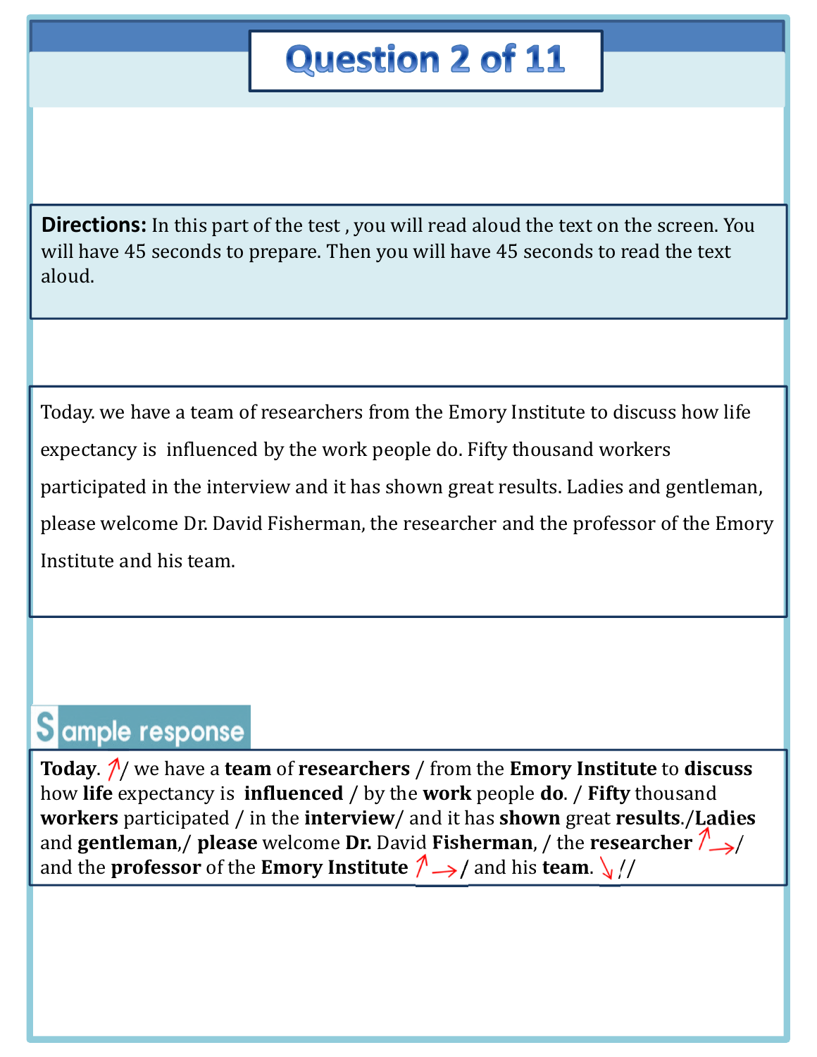# Question 2 of 11

**Directions:** In this part of the test , you will read aloud the text on the screen. You will have 45 seconds to prepare. Then you will have 45 seconds to read the text aloud.

Today. we have a team of researchers from the Emory Institute to discuss how life expectancy is influenced by the work people do. Fifty thousand workers participated in the interview and it has shown great results. Ladies and gentleman, please welcome Dr. David Fisherman, the researcher and the professor of the Emory Institute and his team.

## Sample response

**Today**. ↗/ we have a **team** of **researchers** / from the **Emory Institute** to **discuss** how **life** expectancy is **influenced** / by the **work** people **do**. / **Fifty** thousand **workers** participated / in the **interview**/ and it has **shown** great **results**./**Ladies** and **gentleman**,/ **please** welcome **Dr.** David **Fisherman**, / the **researcher** ↗→/ and the **professor** of the **Emory Institute** ↗→/ and his **team**. ↘//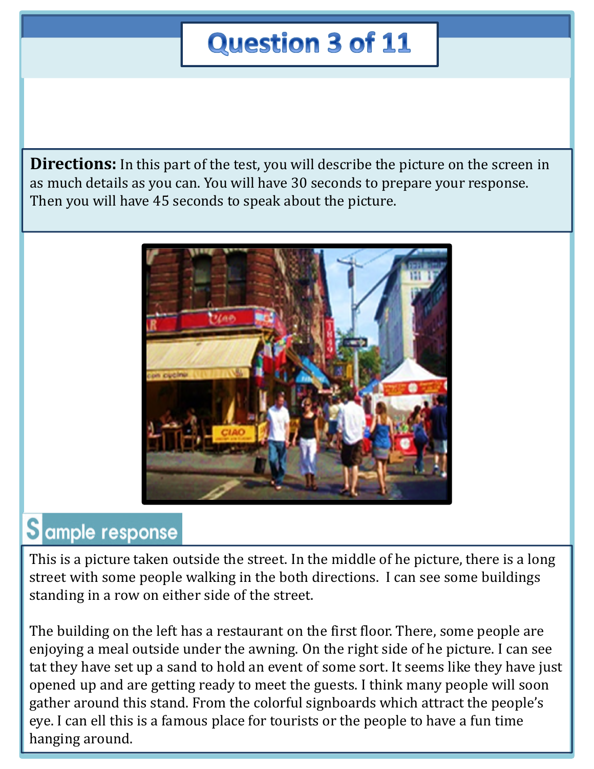# Question 3 of 11

**Directions:** In this part of the test, you will describe the picture on the screen in as much details as you can. You will have 30 seconds to prepare your response. Then you will have 45 seconds to speak about the picture.

## Sample response

This is a picture taken outside the street. In the middle of he picture, there is a long street with some people walking in the both directions. I can see some buildings standing in a row on either side of the street.

The building on the left has a restaurant on the first floor. There, some people are enjoying a meal outside under the awning. On the right side of he picture. I can see tat they have set up a sand to hold an event of some sort. It seems like they have just opened up and are getting ready to meet the guests. I think many people will soon gather around this stand. From the colorful signboards which attract the people's eye. I can ell this is a famous place for tourists or the people to have a fun time hanging around.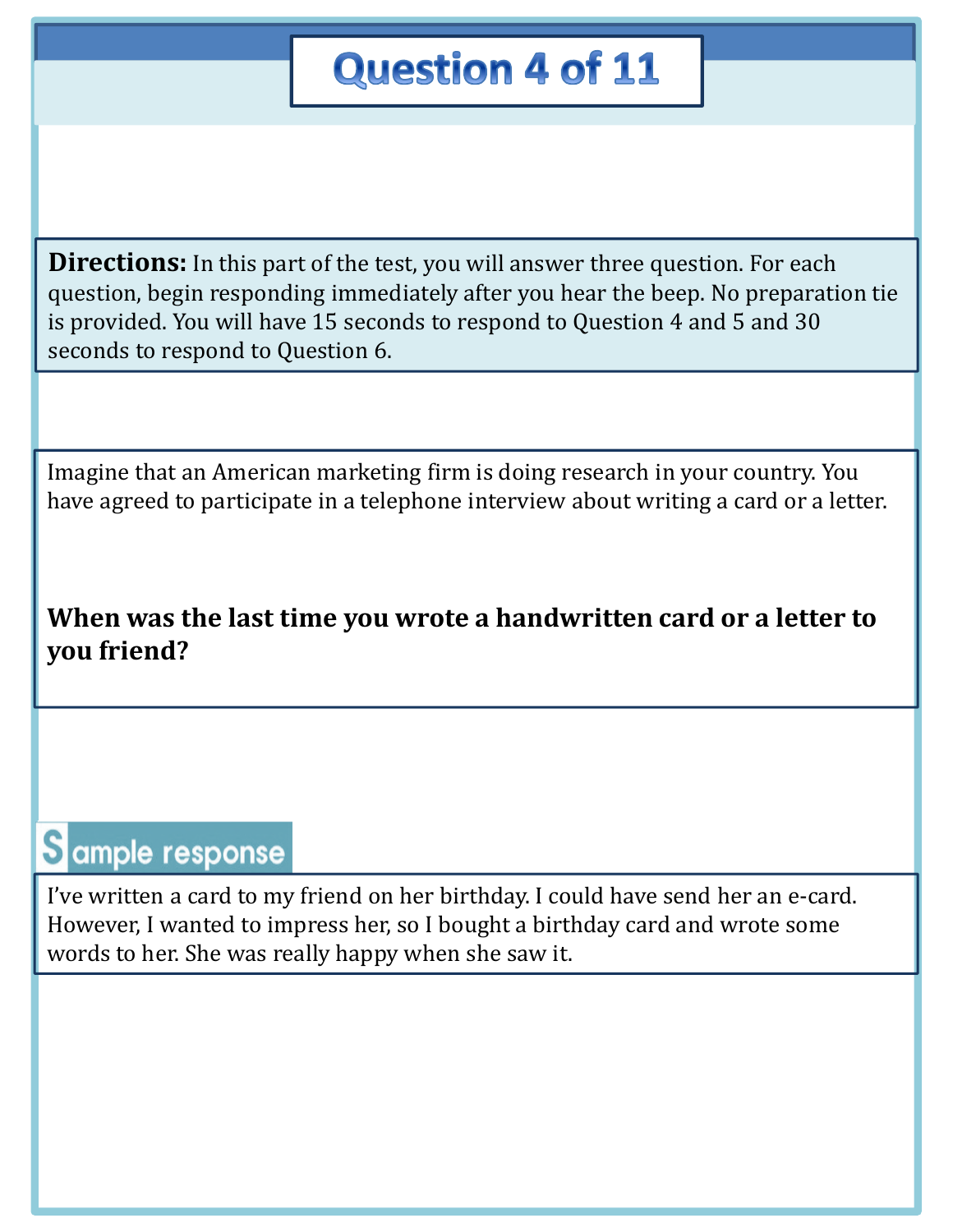# Question 4 of 11

**Directions:** In this part of the test, you will answer three question. For each question, begin responding immediately after you hear the beep. No preparation tie is provided. You will have 15 seconds to respond to Question 4 and 5 and 30 seconds to respond to Question 6.

Imagine that an American marketing firm is doing research in your country. You have agreed to participate in a telephone interview about writing a card or a letter.

**When was the last time you wrote a handwritten card or a letter to you friend?**

## Sample response

I've written a card to my friend on her birthday. I could have send her an e-card. However, I wanted to impress her, so I bought a birthday card and wrote some words to her. She was really happy when she saw it.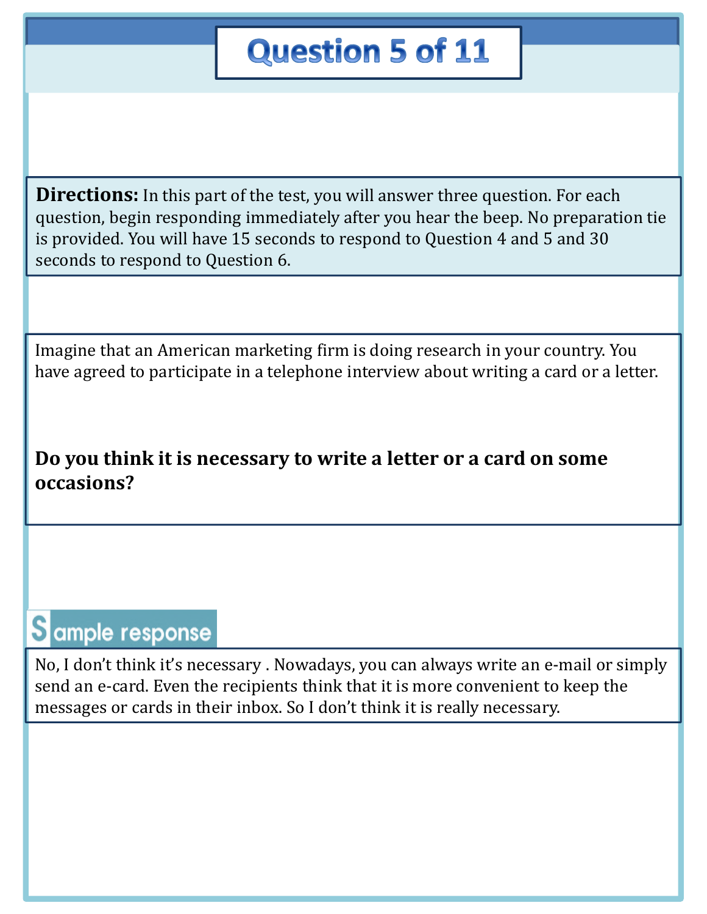# Question 5 of 11

**Directions:** In this part of the test, you will answer three question. For each question, begin responding immediately after you hear the beep. No preparation tie is provided. You will have 15 seconds to respond to Question 4 and 5 and 30 seconds to respond to Question 6.

Imagine that an American marketing firm is doing research in your country. You have agreed to participate in a telephone interview about writing a card or a letter.

**Do you think it is necessary to write a letter or a card on some occasions?**

## Sample response

No, I don't think it's necessary . Nowadays, you can always write an e-mail or simply send an e-card. Even the recipients think that it is more convenient to keep the messages or cards in their inbox. So I don't think it is really necessary.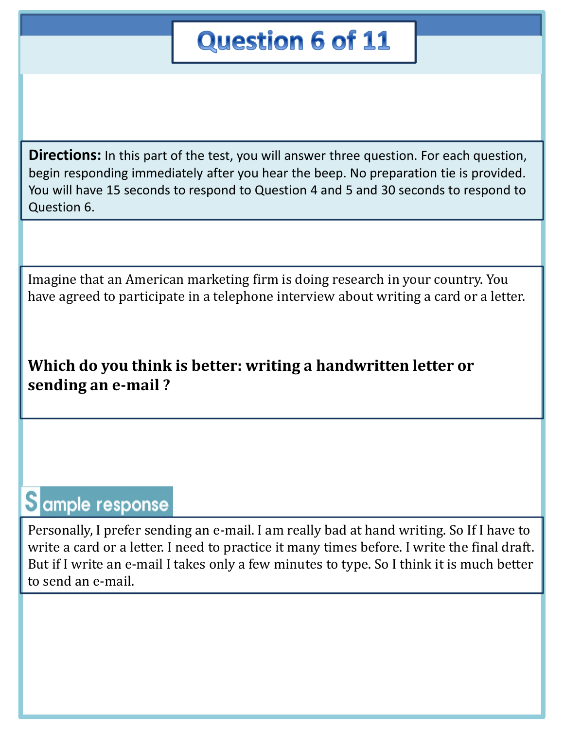# Question 6 of 11

**Directions:** In this part of the test, you will answer three question. For each question, begin responding immediately after you hear the beep. No preparation tie is provided. You will have 15 seconds to respond to Question 4 and 5 and 30 seconds to respond to Question 6.

Imagine that an American marketing firm is doing research in your country. You have agreed to participate in a telephone interview about writing a card or a letter.

**Which do you think is better: writing a handwritten letter or sending an e-mail ?**

## Sample response

Personally, I prefer sending an e-mail. I am really bad at hand writing. So If I have to write a card or a letter. I need to practice it many times before. I write the final draft. But if I write an e-mail I takes only a few minutes to type. So I think it is much better to send an e-mail.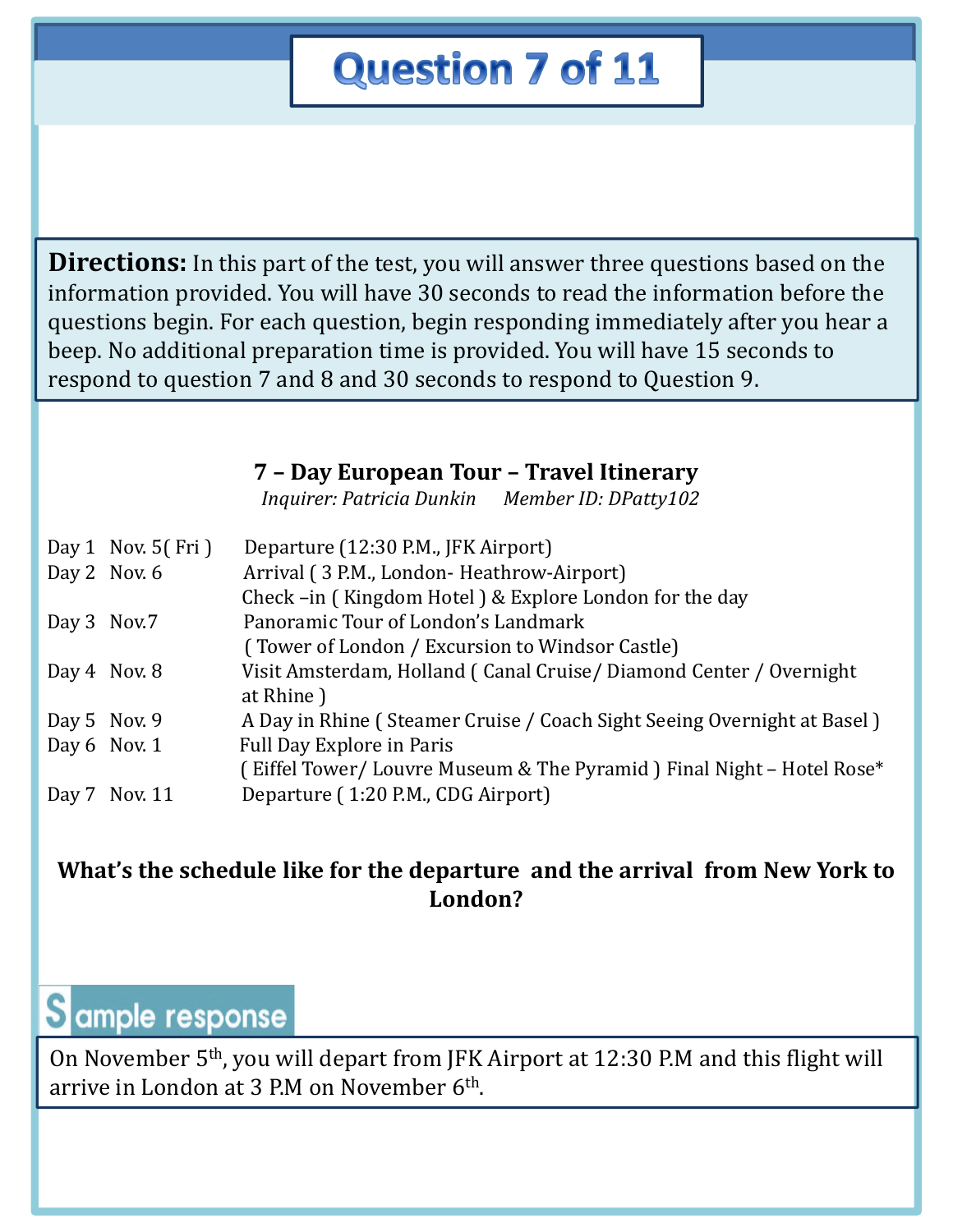# Question 7 of 11

**Directions:** In this part of the test, you will answer three questions based on the information provided. You will have 30 seconds to read the information before the questions begin. For each question, begin responding immediately after you hear a beep. No additional preparation time is provided. You will have 15 seconds to respond to question 7 and 8 and 30 seconds to respond to Question 9.

**7 – Day European Tour – Travel Itinerary**

*Inquirer: Patricia Dunkin      Member ID: DPatty102*

| Day | Date | Itinerary |
|---|---|---|
| Day 1 | Nov. 5( Fri ) | Departure (12:30 P.M., JFK Airport) |
| Day 2 | Nov. 6 | Arrival ( 3 P.M., London- Heathrow-Airport)<br>Check –in ( Kingdom Hotel ) & Explore London for the day |
| Day 3 | Nov.7 | Panoramic Tour of London's Landmark<br>( Tower of London / Excursion to Windsor Castle) |
| Day 4 | Nov. 8 | Visit Amsterdam, Holland ( Canal Cruise/ Diamond Center / Overnight at Rhine ) |
| Day 5 | Nov. 9 | A Day in Rhine ( Steamer Cruise / Coach Sight Seeing Overnight at Basel ) |
| Day 6 | Nov. 1 | Full Day Explore in Paris<br>( Eiffel Tower/ Louvre Museum & The Pyramid ) Final Night – Hotel Rose* |
| Day 7 | Nov. 11 | Departure ( 1:20 P.M., CDG Airport) |

**What's the schedule like for the departure and the arrival from New York to London?**

## Sample response

On November 5th, you will depart from JFK Airport at 12:30 P.M and this flight will arrive in London at 3 P.M on November 6th.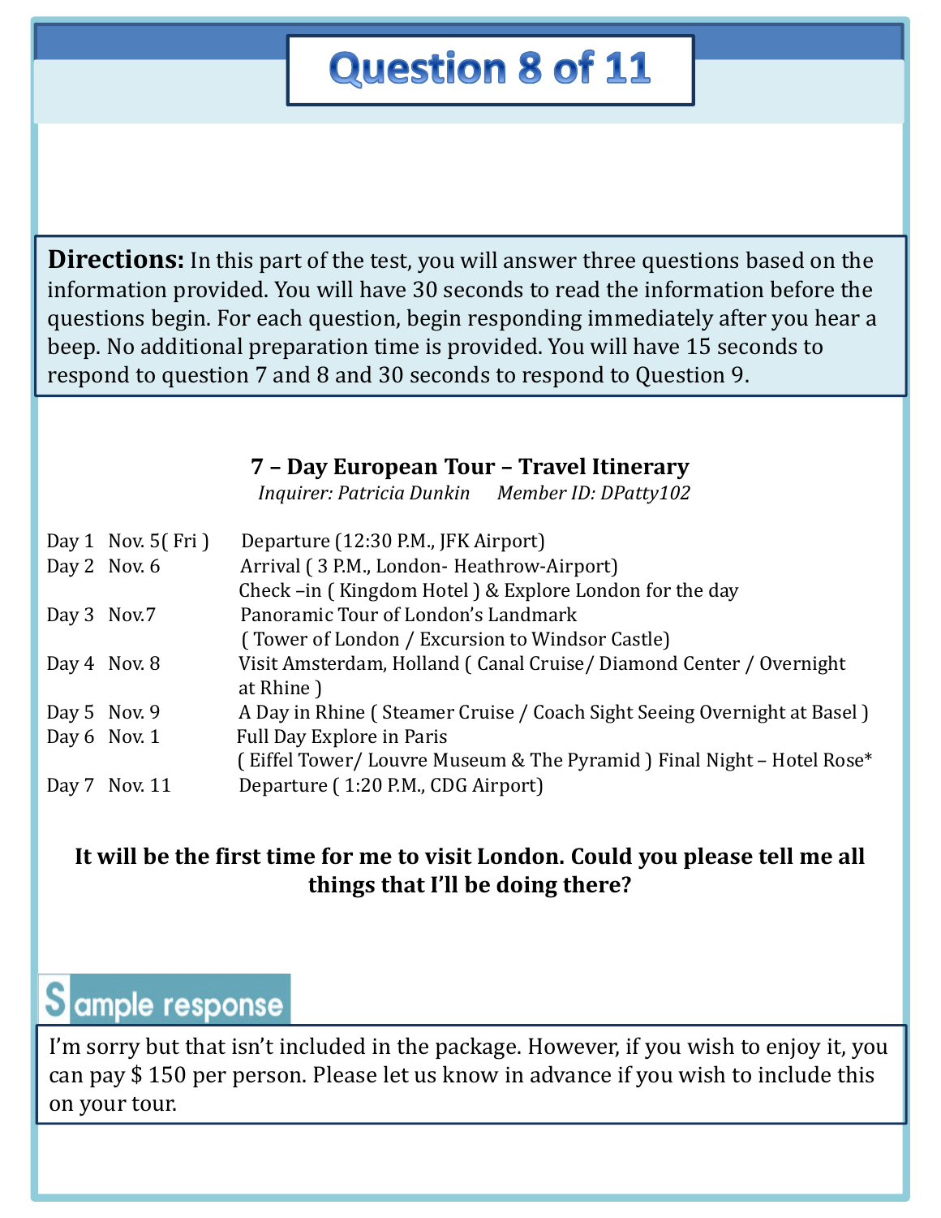# Question 8 of 11

**Directions:** In this part of the test, you will answer three questions based on the information provided. You will have 30 seconds to read the information before the questions begin. For each question, begin responding immediately after you hear a beep. No additional preparation time is provided. You will have 15 seconds to respond to question 7 and 8 and 30 seconds to respond to Question 9.

**7 – Day European Tour – Travel Itinerary**

*Inquirer: Patricia Dunkin      Member ID: DPatty102*

| | | |
|---|---|---|
| Day 1 | Nov. 5( Fri ) | Departure (12:30 P.M., JFK Airport) |
| Day 2 | Nov. 6 | Arrival ( 3 P.M., London- Heathrow-Airport)<br>Check –in ( Kingdom Hotel ) & Explore London for the day |
| Day 3 | Nov.7 | Panoramic Tour of London's Landmark<br>( Tower of London / Excursion to Windsor Castle) |
| Day 4 | Nov. 8 | Visit Amsterdam, Holland ( Canal Cruise/ Diamond Center / Overnight at Rhine ) |
| Day 5 | Nov. 9 | A Day in Rhine ( Steamer Cruise / Coach Sight Seeing Overnight at Basel ) |
| Day 6 | Nov. 1 | Full Day Explore in Paris<br>( Eiffel Tower/ Louvre Museum & The Pyramid ) Final Night – Hotel Rose* |
| Day 7 | Nov. 11 | Departure ( 1:20 P.M., CDG Airport) |

**It will be the first time for me to visit London. Could you please tell me all things that I'll be doing there?**

## Sample response

I'm sorry but that isn't included in the package. However, if you wish to enjoy it, you can pay $ 150 per person. Please let us know in advance if you wish to include this on your tour.